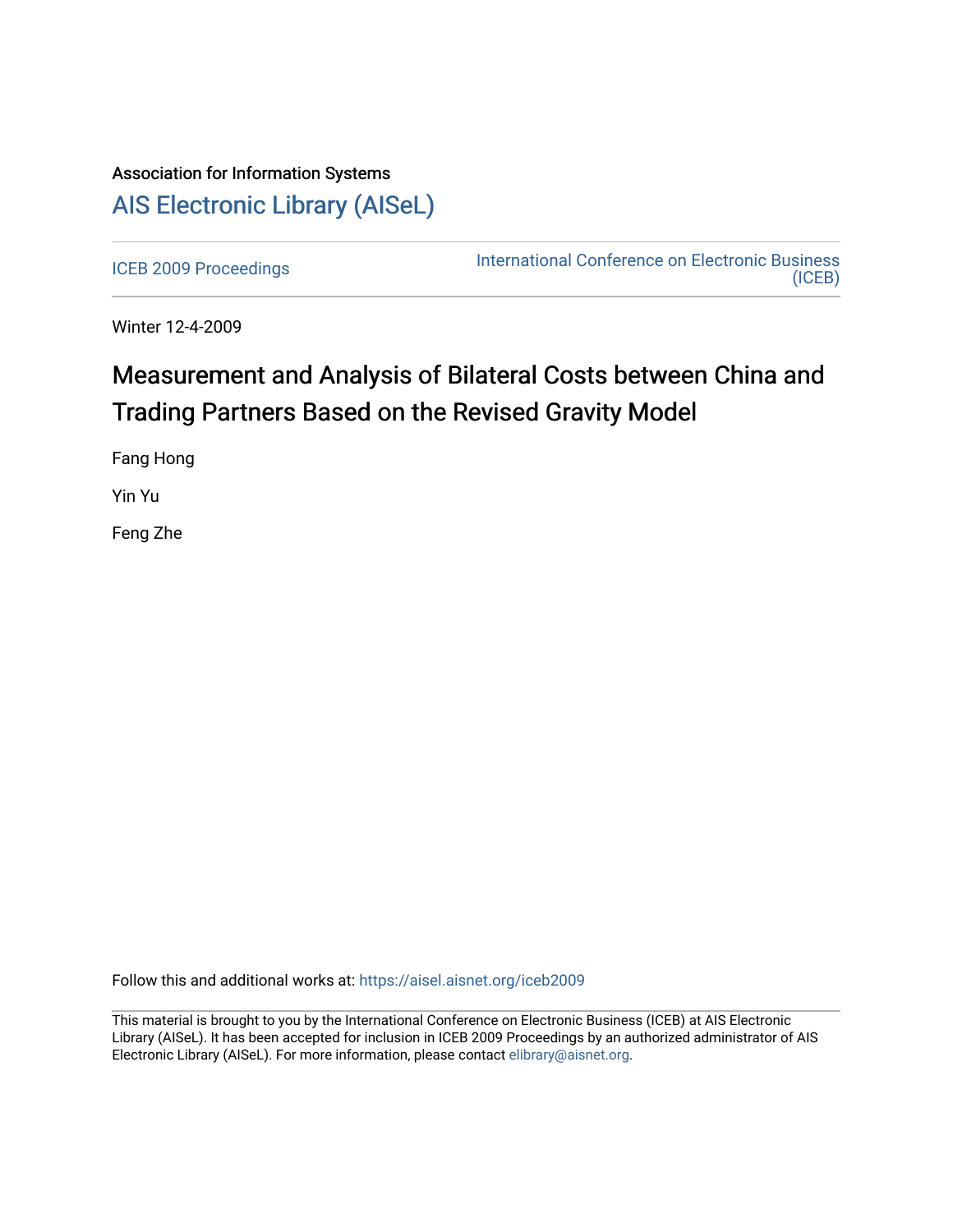Association for Information Systems

# AIS Electronic Library (AISeL)

ICEB 2009 Proceedings

International Conference on Electronic Business (ICEB)

Winter 12-4-2009

# Measurement and Analysis of Bilateral Costs between China and Trading Partners Based on the Revised Gravity Model

Fang Hong

Yin Yu

Feng Zhe

Follow this and additional works at: https://aisel.aisnet.org/iceb2009

This material is brought to you by the International Conference on Electronic Business (ICEB) at AIS Electronic Library (AISeL). It has been accepted for inclusion in ICEB 2009 Proceedings by an authorized administrator of AIS Electronic Library (AISeL). For more information, please contact elibrary@aisnet.org.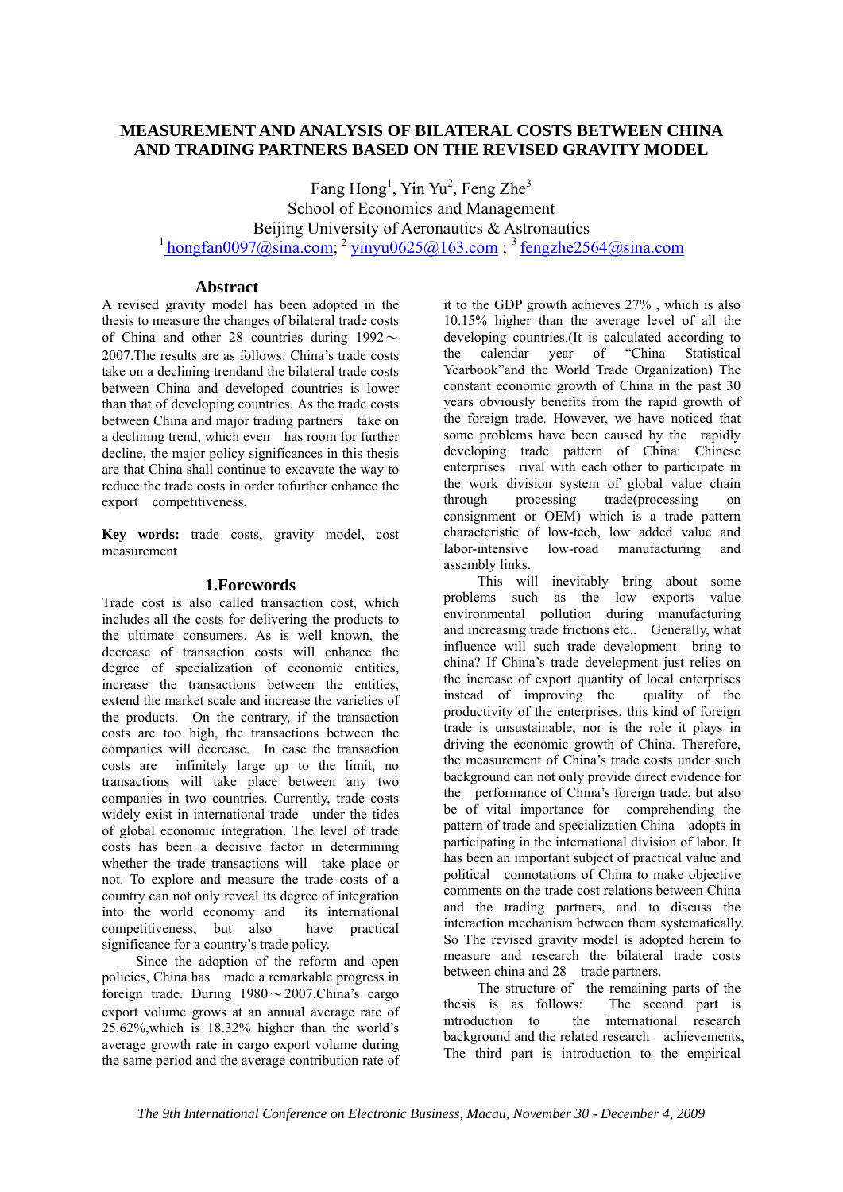# MEASUREMENT AND ANALYSIS OF BILATERAL COSTS BETWEEN CHINA AND TRADING PARTNERS BASED ON THE REVISED GRAVITY MODEL

Fang Hong[1], Yin Yu[2], Feng Zhe[3]
School of Economics and Management
Beijing University of Aeronautics & Astronautics
[1] hongfan0097@sina.com; [2] yinyu0625@163.com ; [3] fengzhe2564@sina.com

## Abstract

A revised gravity model has been adopted in the thesis to measure the changes of bilateral trade costs of China and other 28 countries during 1992～2007.The results are as follows: China's trade costs take on a declining trendand the bilateral trade costs between China and developed countries is lower than that of developing countries. As the trade costs between China and major trading partners take on a declining trend, which even has room for further decline, the major policy significances in this thesis are that China shall continue to excavate the way to reduce the trade costs in order tofurther enhance the export competitiveness.

**Key words:** trade costs, gravity model, cost measurement

## 1.Forewords

Trade cost is also called transaction cost, which includes all the costs for delivering the products to the ultimate consumers. As is well known, the decrease of transaction costs will enhance the degree of specialization of economic entities, increase the transactions between the entities, extend the market scale and increase the varieties of the products. On the contrary, if the transaction costs are too high, the transactions between the companies will decrease. In case the transaction costs are infinitely large up to the limit, no transactions will take place between any two companies in two countries. Currently, trade costs widely exist in international trade under the tides of global economic integration. The level of trade costs has been a decisive factor in determining whether the trade transactions will take place or not. To explore and measure the trade costs of a country can not only reveal its degree of integration into the world economy and its international competitiveness, but also have practical significance for a country's trade policy.

Since the adoption of the reform and open policies, China has made a remarkable progress in foreign trade. During 1980～2007,China's cargo export volume grows at an annual average rate of 25.62%,which is 18.32% higher than the world's average growth rate in cargo export volume during the same period and the average contribution rate of it to the GDP growth achieves 27% , which is also 10.15% higher than the average level of all the developing countries.(It is calculated according to the calendar year of "China Statistical Yearbook"and the World Trade Organization) The constant economic growth of China in the past 30 years obviously benefits from the rapid growth of the foreign trade. However, we have noticed that some problems have been caused by the rapidly developing trade pattern of China: Chinese enterprises rival with each other to participate in the work division system of global value chain through processing trade(processing on consignment or OEM) which is a trade pattern characteristic of low-tech, low added value and labor-intensive low-road manufacturing and assembly links.

This will inevitably bring about some problems such as the low exports value environmental pollution during manufacturing and increasing trade frictions etc.. Generally, what influence will such trade development bring to china? If China's trade development just relies on the increase of export quantity of local enterprises instead of improving the quality of the productivity of the enterprises, this kind of foreign trade is unsustainable, nor is the role it plays in driving the economic growth of China. Therefore, the measurement of China's trade costs under such background can not only provide direct evidence for the performance of China's foreign trade, but also be of vital importance for comprehending the pattern of trade and specialization China adopts in participating in the international division of labor. It has been an important subject of practical value and political connotations of China to make objective comments on the trade cost relations between China and the trading partners, and to discuss the interaction mechanism between them systematically. So The revised gravity model is adopted herein to measure and research the bilateral trade costs between china and 28 trade partners.

The structure of the remaining parts of the thesis is as follows: The second part is introduction to the international research background and the related research achievements, The third part is introduction to the empirical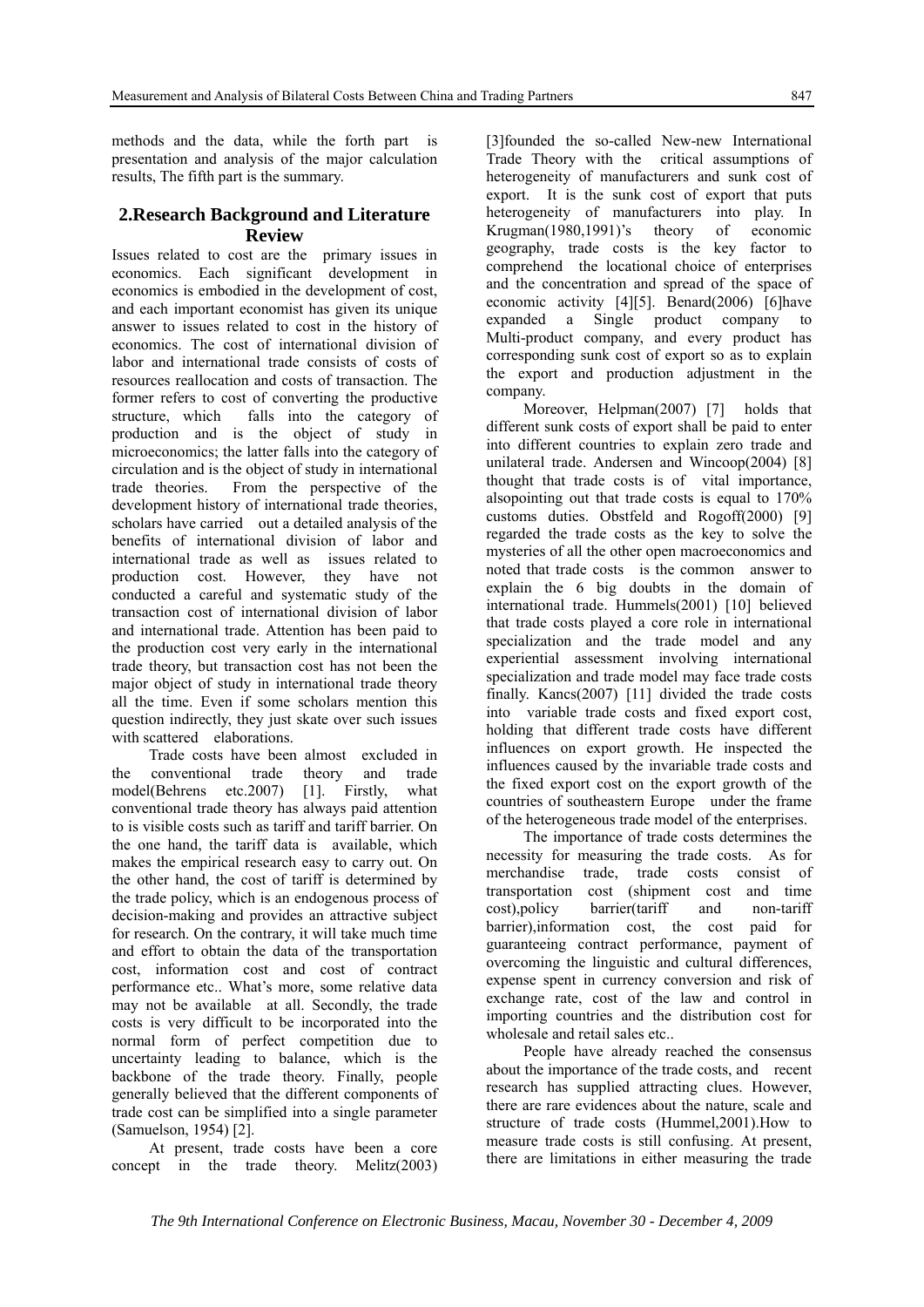methods and the data, while the forth part is presentation and analysis of the major calculation results, The fifth part is the summary.

## 2.Research Background and Literature Review

Issues related to cost are the primary issues in economics. Each significant development in economics is embodied in the development of cost, and each important economist has given its unique answer to issues related to cost in the history of economics. The cost of international division of labor and international trade consists of costs of resources reallocation and costs of transaction. The former refers to cost of converting the productive structure, which falls into the category of production and is the object of study in microeconomics; the latter falls into the category of circulation and is the object of study in international trade theories. From the perspective of the development history of international trade theories, scholars have carried out a detailed analysis of the benefits of international division of labor and international trade as well as issues related to production cost. However, they have not conducted a careful and systematic study of the transaction cost of international division of labor and international trade. Attention has been paid to the production cost very early in the international trade theory, but transaction cost has not been the major object of study in international trade theory all the time. Even if some scholars mention this question indirectly, they just skate over such issues with scattered elaborations.

Trade costs have been almost excluded in the conventional trade theory and trade model(Behrens etc.2007) [1]. Firstly, what conventional trade theory has always paid attention to is visible costs such as tariff and tariff barrier. On the one hand, the tariff data is available, which makes the empirical research easy to carry out. On the other hand, the cost of tariff is determined by the trade policy, which is an endogenous process of decision-making and provides an attractive subject for research. On the contrary, it will take much time and effort to obtain the data of the transportation cost, information cost and cost of contract performance etc.. What's more, some relative data may not be available at all. Secondly, the trade costs is very difficult to be incorporated into the normal form of perfect competition due to uncertainty leading to balance, which is the backbone of the trade theory. Finally, people generally believed that the different components of trade cost can be simplified into a single parameter (Samuelson, 1954) [2].

At present, trade costs have been a core concept in the trade theory. Melitz(2003) [3]founded the so-called New-new International Trade Theory with the critical assumptions of heterogeneity of manufacturers and sunk cost of export. It is the sunk cost of export that puts heterogeneity of manufacturers into play. In Krugman(1980,1991)'s theory of economic geography, trade costs is the key factor to comprehend the locational choice of enterprises and the concentration and spread of the space of economic activity [4][5]. Benard(2006) [6]have expanded a Single product company to Multi-product company, and every product has corresponding sunk cost of export so as to explain the export and production adjustment in the company.

Moreover, Helpman(2007) [7] holds that different sunk costs of export shall be paid to enter into different countries to explain zero trade and unilateral trade. Andersen and Wincoop(2004) [8] thought that trade costs is of vital importance, alsopointing out that trade costs is equal to 170% customs duties. Obstfeld and Rogoff(2000) [9] regarded the trade costs as the key to solve the mysteries of all the other open macroeconomics and noted that trade costs is the common answer to explain the 6 big doubts in the domain of international trade. Hummels(2001) [10] believed that trade costs played a core role in international specialization and the trade model and any experiential assessment involving international specialization and trade model may face trade costs finally. Kancs(2007) [11] divided the trade costs into variable trade costs and fixed export cost, holding that different trade costs have different influences on export growth. He inspected the influences caused by the invariable trade costs and the fixed export cost on the export growth of the countries of southeastern Europe under the frame of the heterogeneous trade model of the enterprises.

The importance of trade costs determines the necessity for measuring the trade costs. As for merchandise trade, trade costs consist of transportation cost (shipment cost and time cost),policy barrier(tariff and non-tariff barrier),information cost, the cost paid for guaranteeing contract performance, payment of overcoming the linguistic and cultural differences, expense spent in currency conversion and risk of exchange rate, cost of the law and control in importing countries and the distribution cost for wholesale and retail sales etc..

People have already reached the consensus about the importance of the trade costs, and recent research has supplied attracting clues. However, there are rare evidences about the nature, scale and structure of trade costs (Hummel,2001).How to measure trade costs is still confusing. At present, there are limitations in either measuring the trade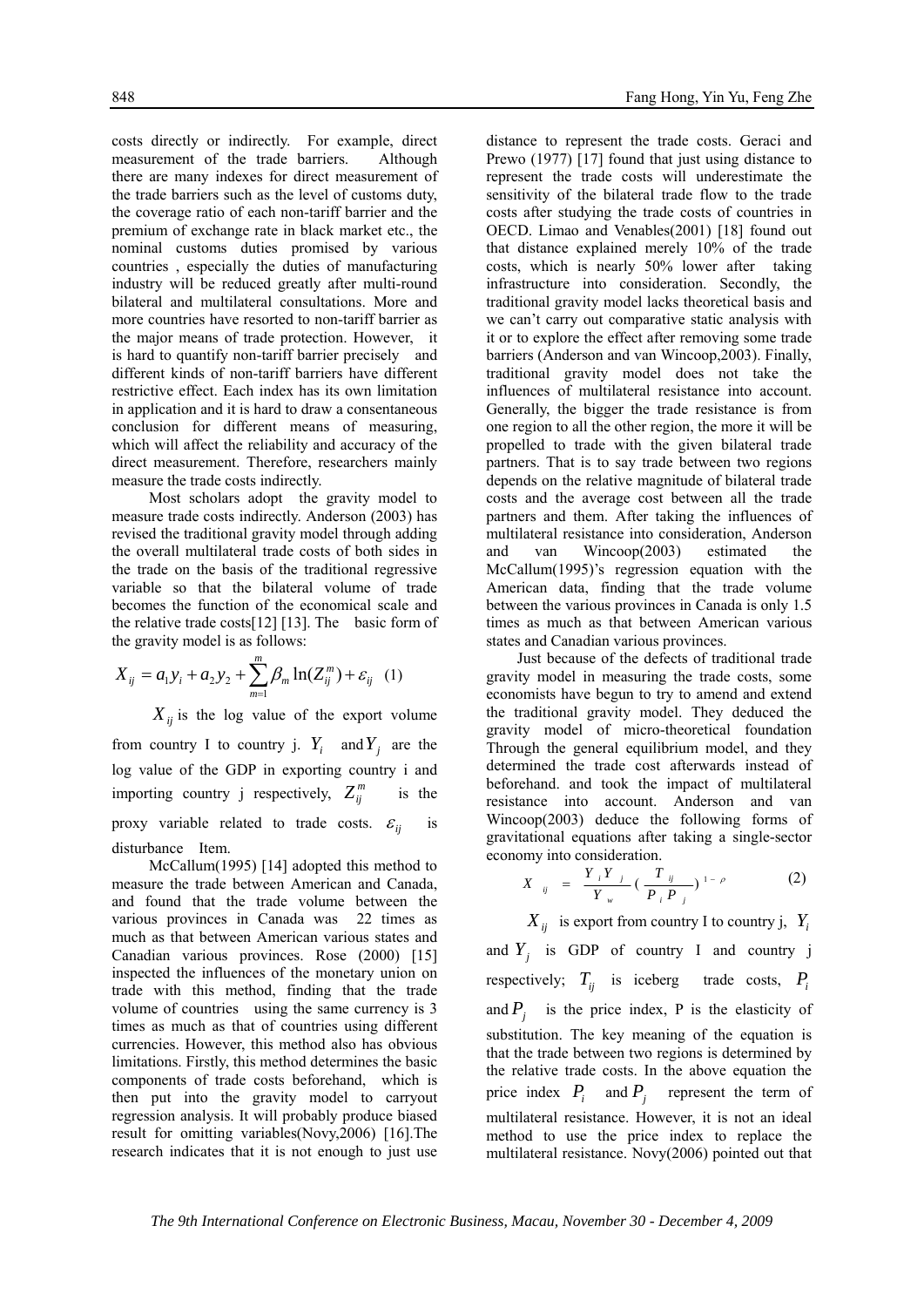costs directly or indirectly. For example, direct measurement of the trade barriers. Although there are many indexes for direct measurement of the trade barriers such as the level of customs duty, the coverage ratio of each non-tariff barrier and the premium of exchange rate in black market etc., the nominal customs duties promised by various countries , especially the duties of manufacturing industry will be reduced greatly after multi-round bilateral and multilateral consultations. More and more countries have resorted to non-tariff barrier as the major means of trade protection. However, it is hard to quantify non-tariff barrier precisely and different kinds of non-tariff barriers have different restrictive effect. Each index has its own limitation in application and it is hard to draw a consentaneous conclusion for different means of measuring, which will affect the reliability and accuracy of the direct measurement. Therefore, researchers mainly measure the trade costs indirectly.

Most scholars adopt the gravity model to measure trade costs indirectly. Anderson (2003) has revised the traditional gravity model through adding the overall multilateral trade costs of both sides in the trade on the basis of the traditional regressive variable so that the bilateral volume of trade becomes the function of the economical scale and the relative trade costs[12] [13]. The basic form of the gravity model is as follows:

$$X_{ij} = a_1 y_i + a_2 y_2 + \sum_{m=1}^{m} \beta_m \ln(Z_{ij}^m) + \varepsilon_{ij} \quad (1)$$

$X_{ij}$ is the log value of the export volume from country I to country j. $Y_i$ and $Y_j$ are the log value of the GDP in exporting country i and importing country j respectively, $Z_{ij}^m$ is the proxy variable related to trade costs. $\varepsilon_{ij}$ is disturbance Item.

McCallum(1995) [14] adopted this method to measure the trade between American and Canada, and found that the trade volume between the various provinces in Canada was 22 times as much as that between American various states and Canadian various provinces. Rose (2000) [15] inspected the influences of the monetary union on trade with this method, finding that the trade volume of countries using the same currency is 3 times as much as that of countries using different currencies. However, this method also has obvious limitations. Firstly, this method determines the basic components of trade costs beforehand, which is then put into the gravity model to carryout regression analysis. It will probably produce biased result for omitting variables(Novy,2006) [16].The research indicates that it is not enough to just use distance to represent the trade costs. Geraci and Prewo (1977) [17] found that just using distance to represent the trade costs will underestimate the sensitivity of the bilateral trade flow to the trade costs after studying the trade costs of countries in OECD. Limao and Venables(2001) [18] found out that distance explained merely 10% of the trade costs, which is nearly 50% lower after taking infrastructure into consideration. Secondly, the traditional gravity model lacks theoretical basis and we can't carry out comparative static analysis with it or to explore the effect after removing some trade barriers (Anderson and van Wincoop,2003). Finally, traditional gravity model does not take the influences of multilateral resistance into account. Generally, the bigger the trade resistance is from one region to all the other region, the more it will be propelled to trade with the given bilateral trade partners. That is to say trade between two regions depends on the relative magnitude of bilateral trade costs and the average cost between all the trade partners and them. After taking the influences of multilateral resistance into consideration, Anderson and van Wincoop(2003) estimated the McCallum(1995)'s regression equation with the American data, finding that the trade volume between the various provinces in Canada is only 1.5 times as much as that between American various states and Canadian various provinces.

Just because of the defects of traditional trade gravity model in measuring the trade costs, some economists have begun to try to amend and extend the traditional gravity model. They deduced the gravity model of micro-theoretical foundation Through the general equilibrium model, and they determined the trade cost afterwards instead of beforehand. and took the impact of multilateral resistance into account. Anderson and van Wincoop(2003) deduce the following forms of gravitational equations after taking a single-sector economy into consideration.

$$X_{ij} = \frac{Y_i Y_j}{Y_w} \left( \frac{T_{ij}}{P_i P_j} \right)^{1-\rho} \quad (2)$$

$X_{ij}$ is export from country I to country j, $Y_i$ and $Y_j$ is GDP of country I and country j respectively; $T_{ij}$ is iceberg trade costs, $P_i$ and $P_j$ is the price index, P is the elasticity of substitution. The key meaning of the equation is that the trade between two regions is determined by the relative trade costs. In the above equation the price index $P_i$ and $P_j$ represent the term of multilateral resistance. However, it is not an ideal method to use the price index to replace the multilateral resistance. Novy(2006) pointed out that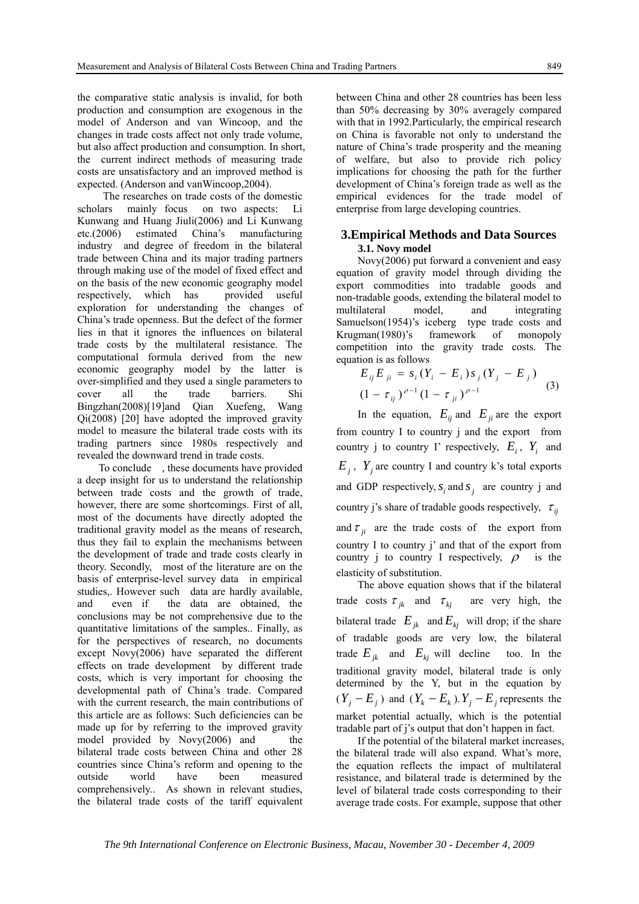the comparative static analysis is invalid, for both production and consumption are exogenous in the model of Anderson and van Wincoop, and the changes in trade costs affect not only trade volume, but also affect production and consumption. In short, the current indirect methods of measuring trade costs are unsatisfactory and an improved method is expected. (Anderson and vanWincoop,2004).

The researches on trade costs of the domestic scholars mainly focus on two aspects: Li Kunwang and Huang Jiuli(2006) and Li Kunwang etc.(2006) estimated China's manufacturing industry and degree of freedom in the bilateral trade between China and its major trading partners through making use of the model of fixed effect and on the basis of the new economic geography model respectively, which has provided useful exploration for understanding the changes of China's trade openness. But the defect of the former lies in that it ignores the influences on bilateral trade costs by the multilateral resistance. The computational formula derived from the new economic geography model by the latter is over-simplified and they used a single parameters to cover all the trade barriers. Shi Bingzhan(2008)[19]and Qian Xuefeng, Wang Qi(2008) [20] have adopted the improved gravity model to measure the bilateral trade costs with its trading partners since 1980s respectively and revealed the downward trend in trade costs.

To conclude , these documents have provided a deep insight for us to understand the relationship between trade costs and the growth of trade, however, there are some shortcomings. First of all, most of the documents have directly adopted the traditional gravity model as the means of research, thus they fail to explain the mechanisms between the development of trade and trade costs clearly in theory. Secondly, most of the literature are on the basis of enterprise-level survey data in empirical studies,. However such data are hardly available, and even if the data are obtained, the conclusions may be not comprehensive due to the quantitative limitations of the samples.. Finally, as for the perspectives of research, no documents except Novy(2006) have separated the different effects on trade development by different trade costs, which is very important for choosing the developmental path of China's trade. Compared with the current research, the main contributions of this article are as follows: Such deficiencies can be made up for by referring to the improved gravity model provided by Novy(2006) and the bilateral trade costs between China and other 28 countries since China's reform and opening to the outside world have been measured comprehensively.. As shown in relevant studies, the bilateral trade costs of the tariff equivalent between China and other 28 countries has been less than 50% decreasing by 30% averagely compared with that in 1992.Particularly, the empirical research on China is favorable not only to understand the nature of China's trade prosperity and the meaning of welfare, but also to provide rich policy implications for choosing the path for the further development of China's foreign trade as well as the empirical evidences for the trade model of enterprise from large developing countries.

## 3.Empirical Methods and Data Sources

### 3.1. Novy model

Novy(2006) put forward a convenient and easy equation of gravity model through dividing the export commodities into tradable goods and non-tradable goods, extending the bilateral model to multilateral model, and integrating Samuelson(1954)'s iceberg type trade costs and Krugman(1980)'s framework of monopoly competition into the gravity trade costs. The equation is as follows

$$E_{ij}E_{ji} = s_i(Y_i - E_i)s_j(Y_j - E_j)(1-\tau_{ij})^{\rho-1}(1-\tau_{ji})^{\rho-1} \quad (3)$$

In the equation, $E_{ij}$ and $E_{ji}$ are the export from country I to country j and the export from country j to country I' respectively, $E_i$, $Y_i$ and $E_j$, $Y_j$ are country I and country k's total exports and GDP respectively, $s_i$ and $s_j$ are country j and country j's share of tradable goods respectively, $\tau_{ij}$ and $\tau_{ji}$ are the trade costs of the export from country I to country j' and that of the export from country j to country I' respectively, $\rho$ is the elasticity of substitution.

The above equation shows that if the bilateral trade costs $\tau_{jk}$ and $\tau_{kj}$ are very high, the bilateral trade $E_{jk}$ and $E_{kj}$ will drop; if the share of tradable goods are very low, the bilateral trade $E_{jk}$ and $E_{kj}$ will decline too. In the traditional gravity model, bilateral trade is only determined by the Y, but in the equation by $(Y_j - E_j)$ and $(Y_k - E_k)$. $Y_j - E_j$ represents the market potential actually, which is the potential tradable part of j's output that don't happen in fact.

If the potential of the bilateral market increases, the bilateral trade will also expand. What's more, the equation reflects the impact of multilateral resistance, and bilateral trade is determined by the level of bilateral trade costs corresponding to their average trade costs. For example, suppose that other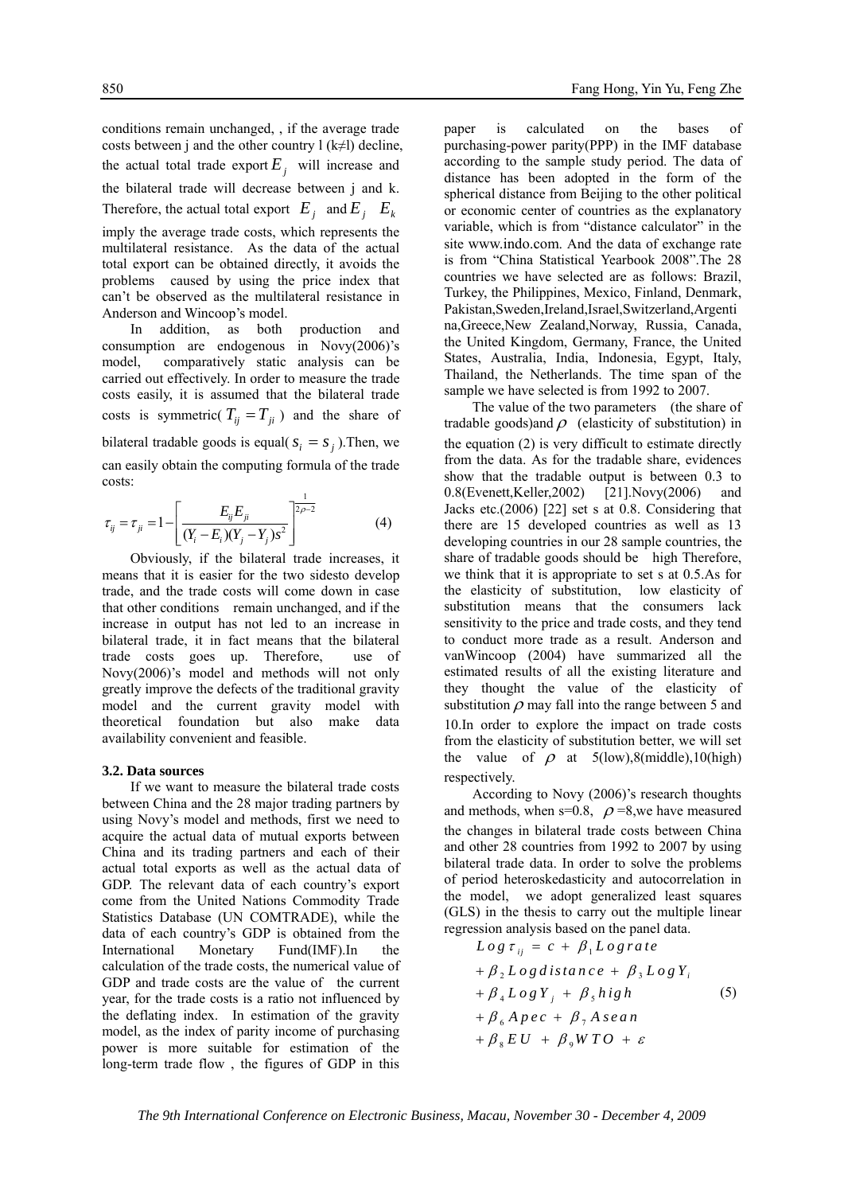conditions remain unchanged, , if the average trade costs between j and the other country l (k≠l) decline, the actual total trade export $E_j$ will increase and the bilateral trade will decrease between j and k. Therefore, the actual total export $E_j$ and $E_j$ $E_k$ imply the average trade costs, which represents the multilateral resistance. As the data of the actual total export can be obtained directly, it avoids the problems caused by using the price index that can't be observed as the multilateral resistance in Anderson and Wincoop's model.

In addition, as both production and consumption are endogenous in Novy(2006)'s model, comparatively static analysis can be carried out effectively. In order to measure the trade costs easily, it is assumed that the bilateral trade costs is symmetric( $T_{ij} = T_{ji}$ ) and the share of bilateral tradable goods is equal( $s_i = s_j$ ).Then, we can easily obtain the computing formula of the trade costs:

$$\tau_{ij} = \tau_{ji} = 1 - \left[ \frac{E_{ij} E_{ji}}{(Y_i - E_i)(Y_j - Y_j)s^2} \right]^{\frac{1}{2\rho - 2}} \qquad (4)$$

Obviously, if the bilateral trade increases, it means that it is easier for the two sidesto develop trade, and the trade costs will come down in case that other conditions remain unchanged, and if the increase in output has not led to an increase in bilateral trade, it in fact means that the bilateral trade costs goes up. Therefore, use of Novy(2006)'s model and methods will not only greatly improve the defects of the traditional gravity model and the current gravity model with theoretical foundation but also make data availability convenient and feasible.

### 3.2. Data sources

If we want to measure the bilateral trade costs between China and the 28 major trading partners by using Novy's model and methods, first we need to acquire the actual data of mutual exports between China and its trading partners and each of their actual total exports as well as the actual data of GDP. The relevant data of each country's export come from the United Nations Commodity Trade Statistics Database (UN COMTRADE), while the data of each country's GDP is obtained from the International Monetary Fund(IMF).In the calculation of the trade costs, the numerical value of GDP and trade costs are the value of the current year, for the trade costs is a ratio not influenced by the deflating index. In estimation of the gravity model, as the index of parity income of purchasing power is more suitable for estimation of the long-term trade flow , the figures of GDP in this paper is calculated on the bases of purchasing-power parity(PPP) in the IMF database according to the sample study period. The data of distance has been adopted in the form of the spherical distance from Beijing to the other political or economic center of countries as the explanatory variable, which is from "distance calculator" in the site www.indo.com. And the data of exchange rate is from "China Statistical Yearbook 2008".The 28 countries we have selected are as follows: Brazil, Turkey, the Philippines, Mexico, Finland, Denmark, Pakistan,Sweden,Ireland,Israel,Switzerland,Argentina,Greece,New Zealand,Norway, Russia, Canada, the United Kingdom, Germany, France, the United States, Australia, India, Indonesia, Egypt, Italy, Thailand, the Netherlands. The time span of the sample we have selected is from 1992 to 2007.

The value of the two parameters (the share of tradable goods)and $\rho$ (elasticity of substitution) in the equation (2) is very difficult to estimate directly from the data. As for the tradable share, evidences show that the tradable output is between 0.3 to 0.8(Evenett,Keller,2002) [21].Novy(2006) and Jacks etc.(2006) [22] set s at 0.8. Considering that there are 15 developed countries as well as 13 developing countries in our 28 sample countries, the share of tradable goods should be high Therefore, we think that it is appropriate to set s at 0.5.As for the elasticity of substitution, low elasticity of substitution means that the consumers lack sensitivity to the price and trade costs, and they tend to conduct more trade as a result. Anderson and vanWincoop (2004) have summarized all the estimated results of all the existing literature and they thought the value of the elasticity of substitution $\rho$ may fall into the range between 5 and 10.In order to explore the impact on trade costs from the elasticity of substitution better, we will set the value of $\rho$ at 5(low),8(middle),10(high) respectively.

According to Novy (2006)'s research thoughts and methods, when s=0.8, $\rho$ =8,we have measured the changes in bilateral trade costs between China and other 28 countries from 1992 to 2007 by using bilateral trade data. In order to solve the problems of period heteroskedasticity and autocorrelation in the model, we adopt generalized least squares (GLS) in the thesis to carry out the multiple linear regression analysis based on the panel data.

$$\begin{aligned} Log\,\tau_{ij} &= c + \beta_1 Lograte \\ &+ \beta_2 Logdistance + \beta_3 LogY_i \\ &+ \beta_4 LogY_j + \beta_5 high \\ &+ \beta_6 Apec + \beta_7 Asean \\ &+ \beta_8 EU + \beta_9 WTO + \varepsilon \end{aligned} \qquad (5)$$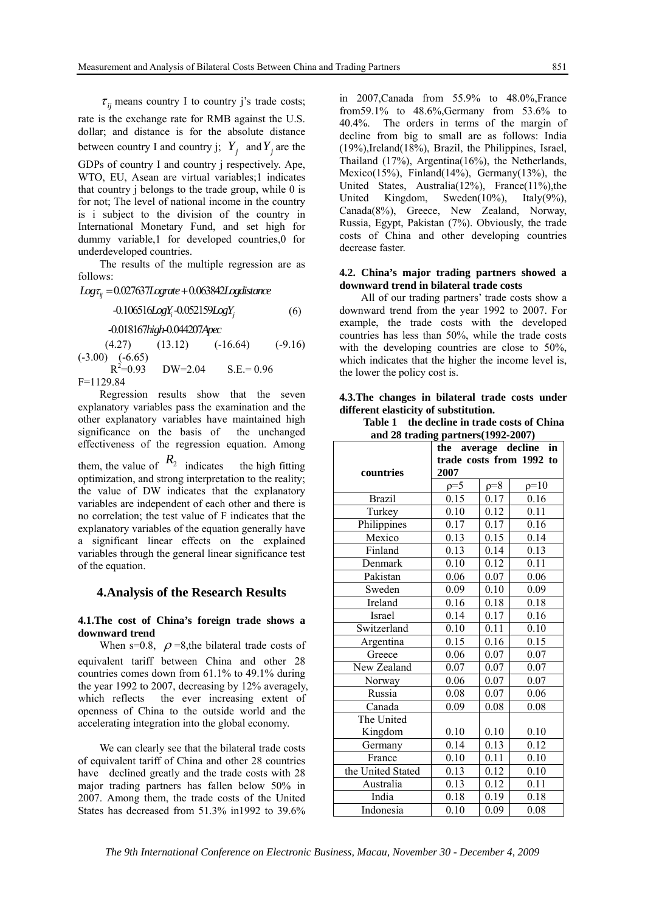$\tau_{ij}$ means country I to country j's trade costs; rate is the exchange rate for RMB against the U.S. dollar; and distance is for the absolute distance between country I and country j; $Y_j$ and $Y_j$ are the GDPs of country I and country j respectively. Ape, WTO, EU, Asean are virtual variables;1 indicates that country j belongs to the trade group, while 0 is for not; The level of national income in the country is i subject to the division of the country in International Monetary Fund, and set high for dummy variable,1 for developed countries,0 for underdeveloped countries.

The results of the multiple regression are as follows:

$$Log\tau_{ij} = 0.027637Lograte + 0.063842Logdistance$$

$$-0.106516LogY_i - 0.052159LogY_j \qquad (6)$$

$$-0.018167high - 0.044207Apec$$

(4.27) (13.12) (-16.64) (-9.16) (-3.00) (-6.65)

$R^2$=0.93 DW=2.04 S.E.= 0.96 F=1129.84

Regression results show that the seven explanatory variables pass the examination and the other explanatory variables have maintained high significance on the basis of the unchanged effectiveness of the regression equation. Among them, the value of $R_2$ indicates the high fitting optimization, and strong interpretation to the reality; the value of DW indicates that the explanatory variables are independent of each other and there is no correlation; the test value of F indicates that the explanatory variables of the equation generally have a significant linear effects on the explained variables through the general linear significance test of the equation.

## 4.Analysis of the Research Results

### 4.1.The cost of China's foreign trade shows a downward trend

When s=0.8, $\rho$=8,the bilateral trade costs of equivalent tariff between China and other 28 countries comes down from 61.1% to 49.1% during the year 1992 to 2007, decreasing by 12% averagely, which reflects the ever increasing extent of openness of China to the outside world and the accelerating integration into the global economy.

We can clearly see that the bilateral trade costs of equivalent tariff of China and other 28 countries have declined greatly and the trade costs with 28 major trading partners has fallen below 50% in 2007. Among them, the trade costs of the United States has decreased from 51.3% in1992 to 39.6% in 2007,Canada from 55.9% to 48.0%,France from59.1% to 48.6%,Germany from 53.6% to 40.4%. The orders in terms of the margin of decline from big to small are as follows: India (19%),Ireland(18%), Brazil, the Philippines, Israel, Thailand (17%), Argentina(16%), the Netherlands, Mexico(15%), Finland(14%), Germany(13%), the United States, Australia(12%), France(11%),the United Kingdom, Sweden(10%), Italy(9%), Canada(8%), Greece, New Zealand, Norway, Russia, Egypt, Pakistan (7%). Obviously, the trade costs of China and other developing countries decrease faster.

### 4.2. China's major trading partners showed a downward trend in bilateral trade costs

All of our trading partners' trade costs show a downward trend from the year 1992 to 2007. For example, the trade costs with the developed countries has less than 50%, while the trade costs with the developing countries are close to 50%, which indicates that the higher the income level is, the lower the policy cost is.

### 4.3.The changes in bilateral trade costs under different elasticity of substitution.

**Table 1 the decline in trade costs of China and 28 trading partners(1992-2007)**

| countries | the average decline in trade costs from 1992 to 2007 | | |
|---|---|---|---|
| | ρ=5 | ρ=8 | ρ=10 |
| Brazil | 0.15 | 0.17 | 0.16 |
| Turkey | 0.10 | 0.12 | 0.11 |
| Philippines | 0.17 | 0.17 | 0.16 |
| Mexico | 0.13 | 0.15 | 0.14 |
| Finland | 0.13 | 0.14 | 0.13 |
| Denmark | 0.10 | 0.12 | 0.11 |
| Pakistan | 0.06 | 0.07 | 0.06 |
| Sweden | 0.09 | 0.10 | 0.09 |
| Ireland | 0.16 | 0.18 | 0.18 |
| Israel | 0.14 | 0.17 | 0.16 |
| Switzerland | 0.10 | 0.11 | 0.10 |
| Argentina | 0.15 | 0.16 | 0.15 |
| Greece | 0.06 | 0.07 | 0.07 |
| New Zealand | 0.07 | 0.07 | 0.07 |
| Norway | 0.06 | 0.07 | 0.07 |
| Russia | 0.08 | 0.07 | 0.06 |
| Canada | 0.09 | 0.08 | 0.08 |
| The United Kingdom | 0.10 | 0.10 | 0.10 |
| Germany | 0.14 | 0.13 | 0.12 |
| France | 0.10 | 0.11 | 0.10 |
| the United Stated | 0.13 | 0.12 | 0.10 |
| Australia | 0.13 | 0.12 | 0.11 |
| India | 0.18 | 0.19 | 0.18 |
| Indonesia | 0.10 | 0.09 | 0.08 |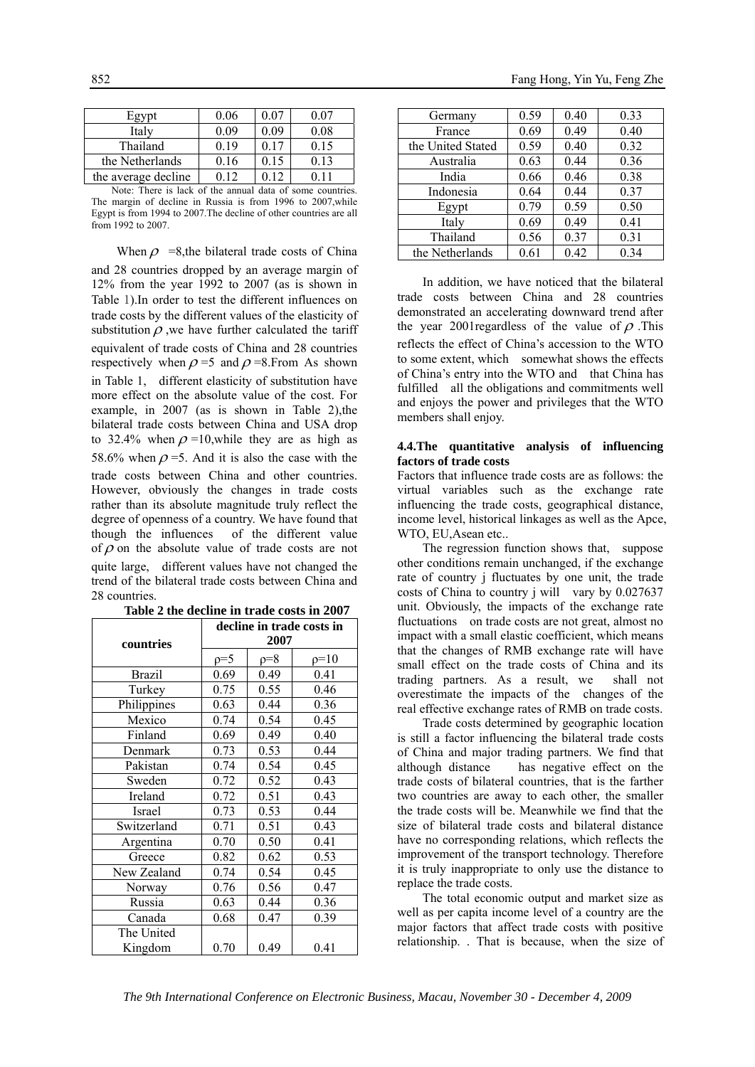| Egypt | 0.06 | 0.07 | 0.07 |
|---|---|---|---|
| Italy | 0.09 | 0.09 | 0.08 |
| Thailand | 0.19 | 0.17 | 0.15 |
| the Netherlands | 0.16 | 0.15 | 0.13 |
| the average decline | 0.12 | 0.12 | 0.11 |

Note: There is lack of the annual data of some countries. The margin of decline in Russia is from 1996 to 2007,while Egypt is from 1994 to 2007.The decline of other countries are all from 1992 to 2007.

When $\rho$ =8,the bilateral trade costs of China and 28 countries dropped by an average margin of 12% from the year 1992 to 2007 (as is shown in Table 1).In order to test the different influences on trade costs by the different values of the elasticity of substitution $\rho$ ,we have further calculated the tariff equivalent of trade costs of China and 28 countries respectively when $\rho$ =5 and $\rho$ =8.From As shown in Table 1, different elasticity of substitution have more effect on the absolute value of the cost. For example, in 2007 (as is shown in Table 2),the bilateral trade costs between China and USA drop to 32.4% when $\rho$ =10,while they are as high as 58.6% when $\rho$ =5. And it is also the case with the trade costs between China and other countries. However, obviously the changes in trade costs rather than its absolute magnitude truly reflect the degree of openness of a country. We have found that though the influences of the different value of $\rho$ on the absolute value of trade costs are not quite large, different values have not changed the trend of the bilateral trade costs between China and 28 countries.

**Table 2 the decline in trade costs in 2007**

| countries | decline in trade costs in 2007 | | |
|---|---|---|---|
| | ρ=5 | ρ=8 | ρ=10 |
| Brazil | 0.69 | 0.49 | 0.41 |
| Turkey | 0.75 | 0.55 | 0.46 |
| Philippines | 0.63 | 0.44 | 0.36 |
| Mexico | 0.74 | 0.54 | 0.45 |
| Finland | 0.69 | 0.49 | 0.40 |
| Denmark | 0.73 | 0.53 | 0.44 |
| Pakistan | 0.74 | 0.54 | 0.45 |
| Sweden | 0.72 | 0.52 | 0.43 |
| Ireland | 0.72 | 0.51 | 0.43 |
| Israel | 0.73 | 0.53 | 0.44 |
| Switzerland | 0.71 | 0.51 | 0.43 |
| Argentina | 0.70 | 0.50 | 0.41 |
| Greece | 0.82 | 0.62 | 0.53 |
| New Zealand | 0.74 | 0.54 | 0.45 |
| Norway | 0.76 | 0.56 | 0.47 |
| Russia | 0.63 | 0.44 | 0.36 |
| Canada | 0.68 | 0.47 | 0.39 |
| The United Kingdom | 0.70 | 0.49 | 0.41 |
| Germany | 0.59 | 0.40 | 0.33 |
| France | 0.69 | 0.49 | 0.40 |
| the United Stated | 0.59 | 0.40 | 0.32 |
| Australia | 0.63 | 0.44 | 0.36 |
| India | 0.66 | 0.46 | 0.38 |
| Indonesia | 0.64 | 0.44 | 0.37 |
| Egypt | 0.79 | 0.59 | 0.50 |
| Italy | 0.69 | 0.49 | 0.41 |
| Thailand | 0.56 | 0.37 | 0.31 |
| the Netherlands | 0.61 | 0.42 | 0.34 |

In addition, we have noticed that the bilateral trade costs between China and 28 countries demonstrated an accelerating downward trend after the year 2001regardless of the value of $\rho$ .This reflects the effect of China's accession to the WTO to some extent, which somewhat shows the effects of China's entry into the WTO and that China has fulfilled all the obligations and commitments well and enjoys the power and privileges that the WTO members shall enjoy.

### 4.4.The quantitative analysis of influencing factors of trade costs

Factors that influence trade costs are as follows: the virtual variables such as the exchange rate influencing the trade costs, geographical distance, income level, historical linkages as well as the Apce, WTO, EU,Asean etc..

The regression function shows that, suppose other conditions remain unchanged, if the exchange rate of country j fluctuates by one unit, the trade costs of China to country j will vary by 0.027637 unit. Obviously, the impacts of the exchange rate fluctuations on trade costs are not great, almost no impact with a small elastic coefficient, which means that the changes of RMB exchange rate will have small effect on the trade costs of China and its trading partners. As a result, we shall not overestimate the impacts of the changes of the real effective exchange rates of RMB on trade costs.

Trade costs determined by geographic location is still a factor influencing the bilateral trade costs of China and major trading partners. We find that although distance has negative effect on the trade costs of bilateral countries, that is the farther two countries are away to each other, the smaller the trade costs will be. Meanwhile we find that the size of bilateral trade costs and bilateral distance have no corresponding relations, which reflects the improvement of the transport technology. Therefore it is truly inappropriate to only use the distance to replace the trade costs.

The total economic output and market size as well as per capita income level of a country are the major factors that affect trade costs with positive relationship. . That is because, when the size of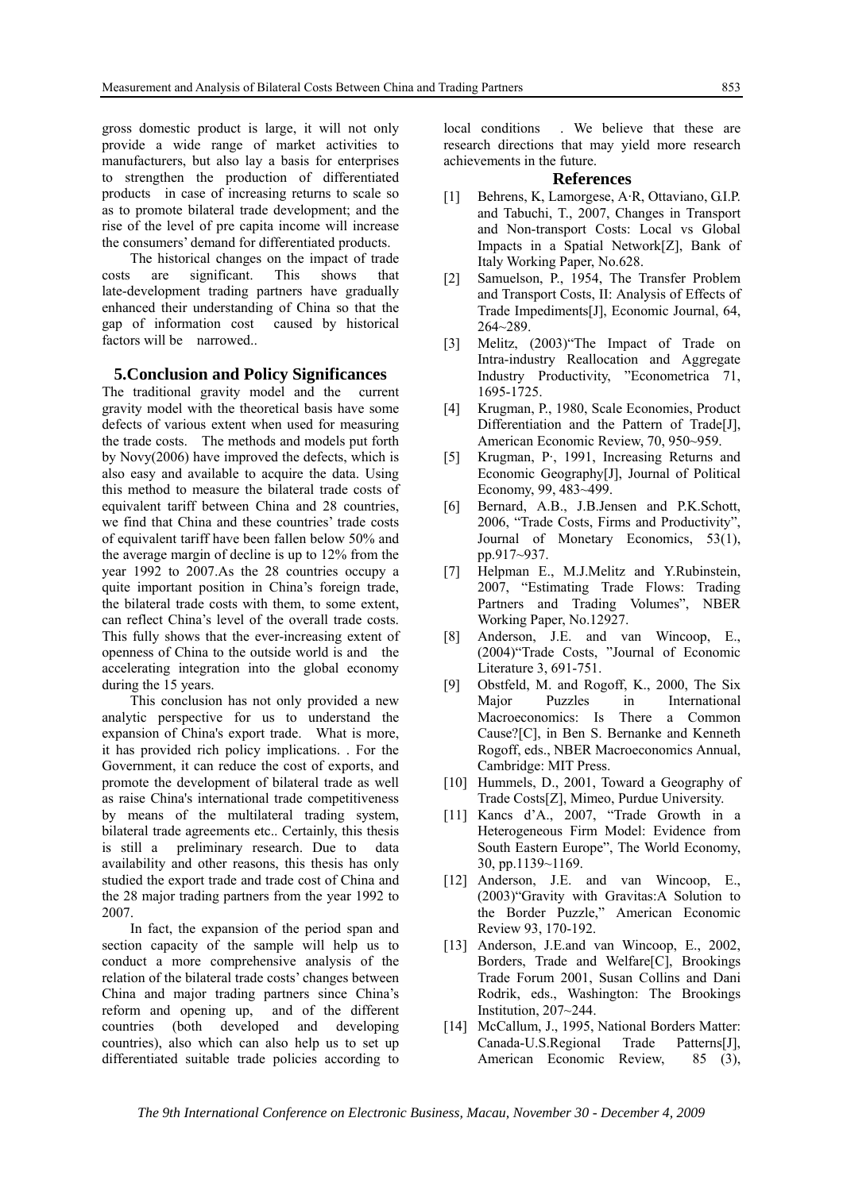gross domestic product is large, it will not only provide a wide range of market activities to manufacturers, but also lay a basis for enterprises to strengthen the production of differentiated products in case of increasing returns to scale so as to promote bilateral trade development; and the rise of the level of pre capita income will increase the consumers' demand for differentiated products.

The historical changes on the impact of trade costs are significant. This shows that late-development trading partners have gradually enhanced their understanding of China so that the gap of information cost caused by historical factors will be narrowed..

## 5.Conclusion and Policy Significances

The traditional gravity model and the current gravity model with the theoretical basis have some defects of various extent when used for measuring the trade costs. The methods and models put forth by Novy(2006) have improved the defects, which is also easy and available to acquire the data. Using this method to measure the bilateral trade costs of equivalent tariff between China and 28 countries, we find that China and these countries' trade costs of equivalent tariff have been fallen below 50% and the average margin of decline is up to 12% from the year 1992 to 2007.As the 28 countries occupy a quite important position in China's foreign trade, the bilateral trade costs with them, to some extent, can reflect China's level of the overall trade costs. This fully shows that the ever-increasing extent of openness of China to the outside world is and the accelerating integration into the global economy during the 15 years.

This conclusion has not only provided a new analytic perspective for us to understand the expansion of China's export trade. What is more, it has provided rich policy implications. . For the Government, it can reduce the cost of exports, and promote the development of bilateral trade as well as raise China's international trade competitiveness by means of the multilateral trading system, bilateral trade agreements etc.. Certainly, this thesis is still a preliminary research. Due to data availability and other reasons, this thesis has only studied the export trade and trade cost of China and the 28 major trading partners from the year 1992 to 2007.

In fact, the expansion of the period span and section capacity of the sample will help us to conduct a more comprehensive analysis of the relation of the bilateral trade costs' changes between China and major trading partners since China's reform and opening up, and of the different countries (both developed and developing countries), also which can also help us to set up differentiated suitable trade policies according to local conditions . We believe that these are research directions that may yield more research achievements in the future.

## References

[1] Behrens, K, Lamorgese, A·R, Ottaviano, G.I.P. and Tabuchi, T., 2007, Changes in Transport and Non-transport Costs: Local vs Global Impacts in a Spatial Network[Z], Bank of Italy Working Paper, No.628.

[2] Samuelson, P., 1954, The Transfer Problem and Transport Costs, II: Analysis of Effects of Trade Impediments[J], Economic Journal, 64, 264~289.

[3] Melitz, (2003)"The Impact of Trade on Intra-industry Reallocation and Aggregate Industry Productivity, "Econometrica 71, 1695-1725.

[4] Krugman, P., 1980, Scale Economies, Product Differentiation and the Pattern of Trade[J], American Economic Review, 70, 950~959.

[5] Krugman, P·, 1991, Increasing Returns and Economic Geography[J], Journal of Political Economy, 99, 483~499.

[6] Bernard, A.B., J.B.Jensen and P.K.Schott, 2006, "Trade Costs, Firms and Productivity", Journal of Monetary Economics, 53(1), pp.917~937.

[7] Helpman E., M.J.Melitz and Y.Rubinstein, 2007, "Estimating Trade Flows: Trading Partners and Trading Volumes", NBER Working Paper, No.12927.

[8] Anderson, J.E. and van Wincoop, E., (2004)"Trade Costs, "Journal of Economic Literature 3, 691-751.

[9] Obstfeld, M. and Rogoff, K., 2000, The Six Major Puzzles in International Macroeconomics: Is There a Common Cause?[C], in Ben S. Bernanke and Kenneth Rogoff, eds., NBER Macroeconomics Annual, Cambridge: MIT Press.

[10] Hummels, D., 2001, Toward a Geography of Trade Costs[Z], Mimeo, Purdue University.

[11] Kancs d'A., 2007, "Trade Growth in a Heterogeneous Firm Model: Evidence from South Eastern Europe", The World Economy, 30, pp.1139~1169.

[12] Anderson, J.E. and van Wincoop, E., (2003)"Gravity with Gravitas:A Solution to the Border Puzzle," American Economic Review 93, 170-192.

[13] Anderson, J.E.and van Wincoop, E., 2002, Borders, Trade and Welfare[C], Brookings Trade Forum 2001, Susan Collins and Dani Rodrik, eds., Washington: The Brookings Institution, 207~244.

[14] McCallum, J., 1995, National Borders Matter: Canada-U.S.Regional Trade Patterns[J], American Economic Review, 85 (3),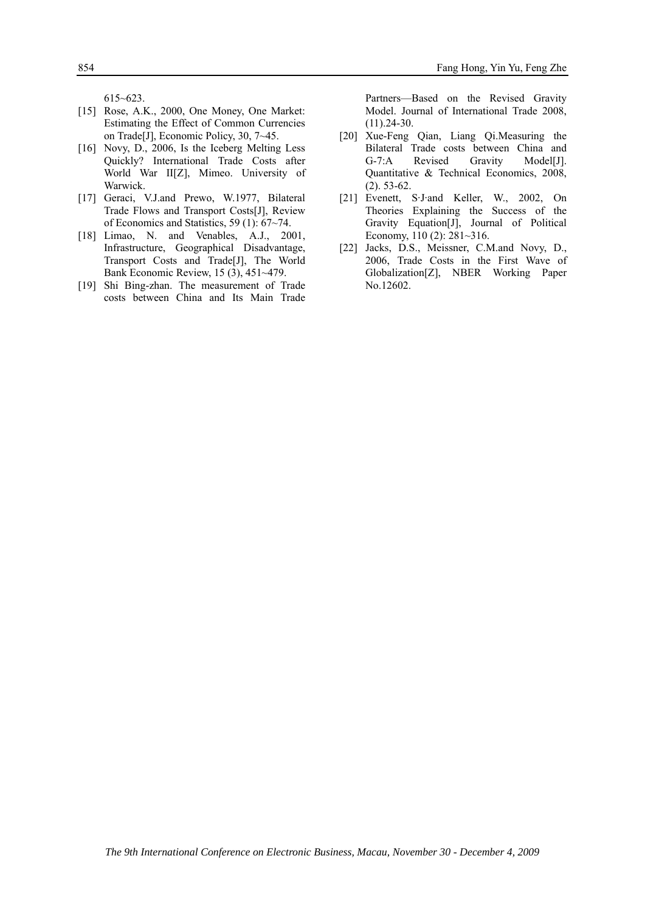615~623.

[15] Rose, A.K., 2000, One Money, One Market: Estimating the Effect of Common Currencies on Trade[J], Economic Policy, 30, 7~45.

[16] Novy, D., 2006, Is the Iceberg Melting Less Quickly? International Trade Costs after World War II[Z], Mimeo. University of Warwick.

[17] Geraci, V.J.and Prewo, W.1977, Bilateral Trade Flows and Transport Costs[J], Review of Economics and Statistics, 59 (1): 67~74.

[18] Limao, N. and Venables, A.J., 2001, Infrastructure, Geographical Disadvantage, Transport Costs and Trade[J], The World Bank Economic Review, 15 (3), 451~479.

[19] Shi Bing-zhan. The measurement of Trade costs between China and Its Main Trade Partners—Based on the Revised Gravity Model. Journal of International Trade 2008, (11).24-30.

[20] Xue-Feng Qian, Liang Qi.Measuring the Bilateral Trade costs between China and G-7:A Revised Gravity Model[J]. Quantitative & Technical Economics, 2008, (2). 53-62.

[21] Evenett, S·J·and Keller, W., 2002, On Theories Explaining the Success of the Gravity Equation[J], Journal of Political Economy, 110 (2): 281~316.

[22] Jacks, D.S., Meissner, C.M.and Novy, D., 2006, Trade Costs in the First Wave of Globalization[Z], NBER Working Paper No.12602.